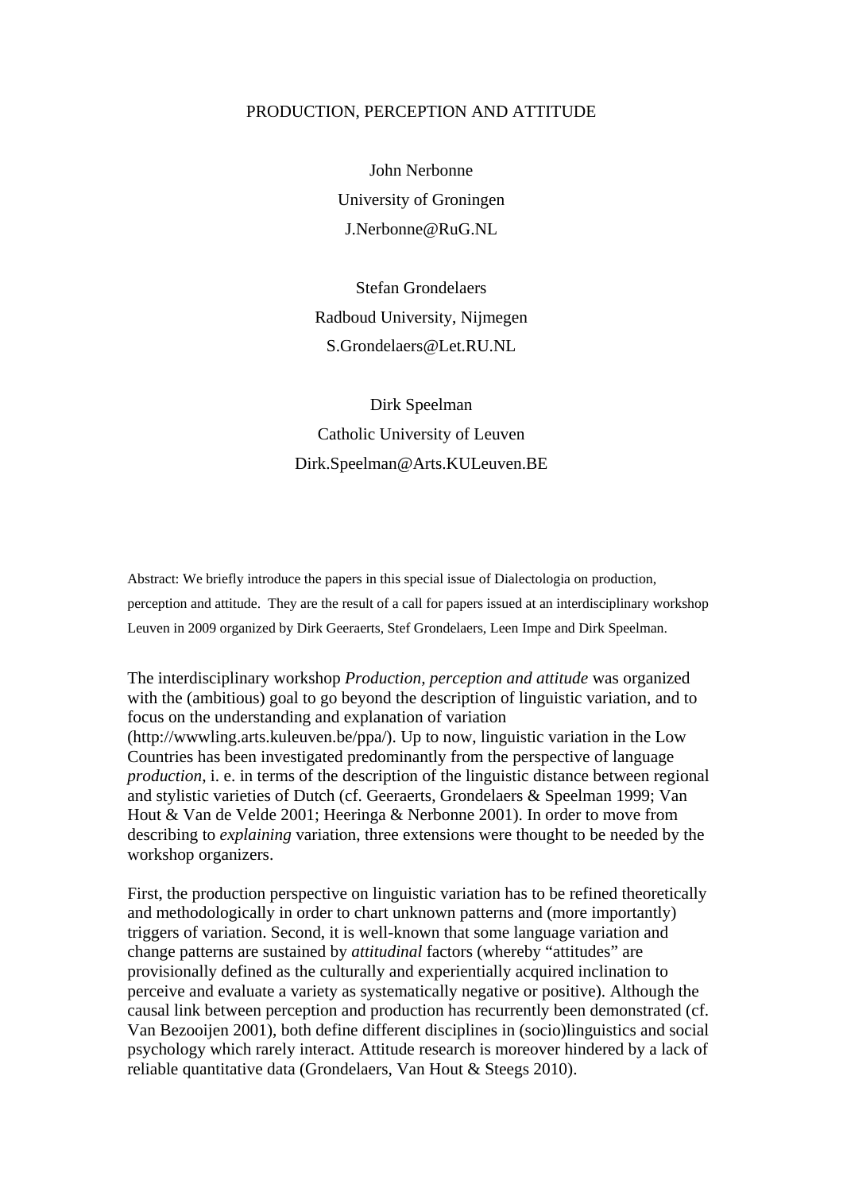# PRODUCTION, PERCEPTION AND ATTITUDE

John Nerbonne
University of Groningen
J.Nerbonne@RuG.NL

Stefan Grondelaers
Radboud University, Nijmegen
S.Grondelaers@Let.RU.NL

Dirk Speelman
Catholic University of Leuven
Dirk.Speelman@Arts.KULeuven.BE

Abstract: We briefly introduce the papers in this special issue of Dialectologia on production, perception and attitude. They are the result of a call for papers issued at an interdisciplinary workshop Leuven in 2009 organized by Dirk Geeraerts, Stef Grondelaers, Leen Impe and Dirk Speelman.

The interdisciplinary workshop *Production, perception and attitude* was organized with the (ambitious) goal to go beyond the description of linguistic variation, and to focus on the understanding and explanation of variation (http://wwwling.arts.kuleuven.be/ppa/). Up to now, linguistic variation in the Low Countries has been investigated predominantly from the perspective of language *production*, i. e. in terms of the description of the linguistic distance between regional and stylistic varieties of Dutch (cf. Geeraerts, Grondelaers & Speelman 1999; Van Hout & Van de Velde 2001; Heeringa & Nerbonne 2001). In order to move from describing to *explaining* variation, three extensions were thought to be needed by the workshop organizers.

First, the production perspective on linguistic variation has to be refined theoretically and methodologically in order to chart unknown patterns and (more importantly) triggers of variation. Second, it is well-known that some language variation and change patterns are sustained by *attitudinal* factors (whereby "attitudes" are provisionally defined as the culturally and experientially acquired inclination to perceive and evaluate a variety as systematically negative or positive). Although the causal link between perception and production has recurrently been demonstrated (cf. Van Bezooijen 2001), both define different disciplines in (socio)linguistics and social psychology which rarely interact. Attitude research is moreover hindered by a lack of reliable quantitative data (Grondelaers, Van Hout & Steegs 2010).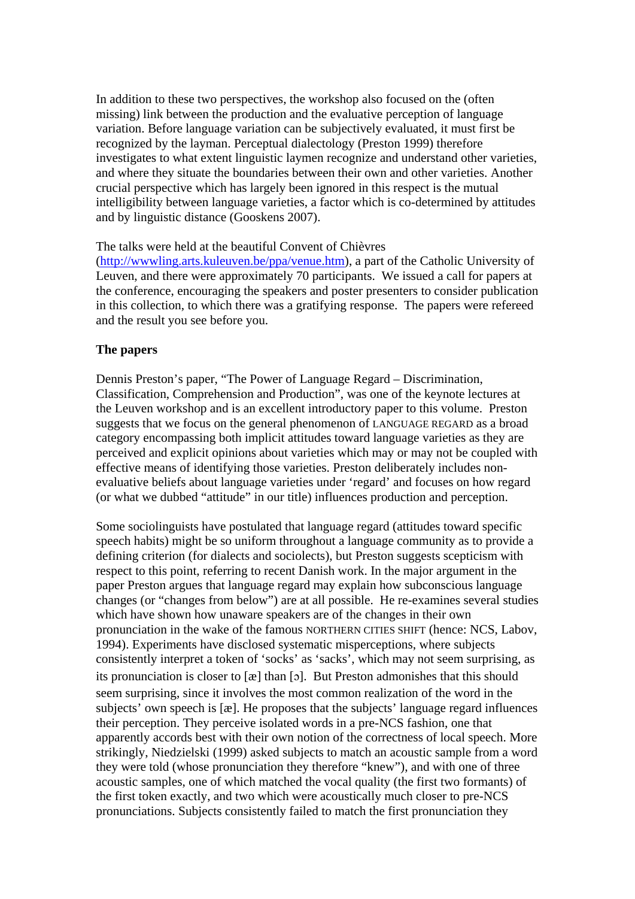In addition to these two perspectives, the workshop also focused on the (often missing) link between the production and the evaluative perception of language variation. Before language variation can be subjectively evaluated, it must first be recognized by the layman. Perceptual dialectology (Preston 1999) therefore investigates to what extent linguistic laymen recognize and understand other varieties, and where they situate the boundaries between their own and other varieties. Another crucial perspective which has largely been ignored in this respect is the mutual intelligibility between language varieties, a factor which is co-determined by attitudes and by linguistic distance (Gooskens 2007).

The talks were held at the beautiful Convent of Chièvres (http://wwwling.arts.kuleuven.be/ppa/venue.htm), a part of the Catholic University of Leuven, and there were approximately 70 participants. We issued a call for papers at the conference, encouraging the speakers and poster presenters to consider publication in this collection, to which there was a gratifying response. The papers were refereed and the result you see before you.

**The papers**

Dennis Preston's paper, "The Power of Language Regard – Discrimination, Classification, Comprehension and Production", was one of the keynote lectures at the Leuven workshop and is an excellent introductory paper to this volume. Preston suggests that we focus on the general phenomenon of LANGUAGE REGARD as a broad category encompassing both implicit attitudes toward language varieties as they are perceived and explicit opinions about varieties which may or may not be coupled with effective means of identifying those varieties. Preston deliberately includes non-evaluative beliefs about language varieties under 'regard' and focuses on how regard (or what we dubbed "attitude" in our title) influences production and perception.

Some sociolinguists have postulated that language regard (attitudes toward specific speech habits) might be so uniform throughout a language community as to provide a defining criterion (for dialects and sociolects), but Preston suggests scepticism with respect to this point, referring to recent Danish work. In the major argument in the paper Preston argues that language regard may explain how subconscious language changes (or "changes from below") are at all possible. He re-examines several studies which have shown how unaware speakers are of the changes in their own pronunciation in the wake of the famous NORTHERN CITIES SHIFT (hence: NCS, Labov, 1994). Experiments have disclosed systematic misperceptions, where subjects consistently interpret a token of 'socks' as 'sacks', which may not seem surprising, as its pronunciation is closer to [æ] than [ɔ]. But Preston admonishes that this should seem surprising, since it involves the most common realization of the word in the subjects' own speech is [æ]. He proposes that the subjects' language regard influences their perception. They perceive isolated words in a pre-NCS fashion, one that apparently accords best with their own notion of the correctness of local speech. More strikingly, Niedzielski (1999) asked subjects to match an acoustic sample from a word they were told (whose pronunciation they therefore "knew"), and with one of three acoustic samples, one of which matched the vocal quality (the first two formants) of the first token exactly, and two which were acoustically much closer to pre-NCS pronunciations. Subjects consistently failed to match the first pronunciation they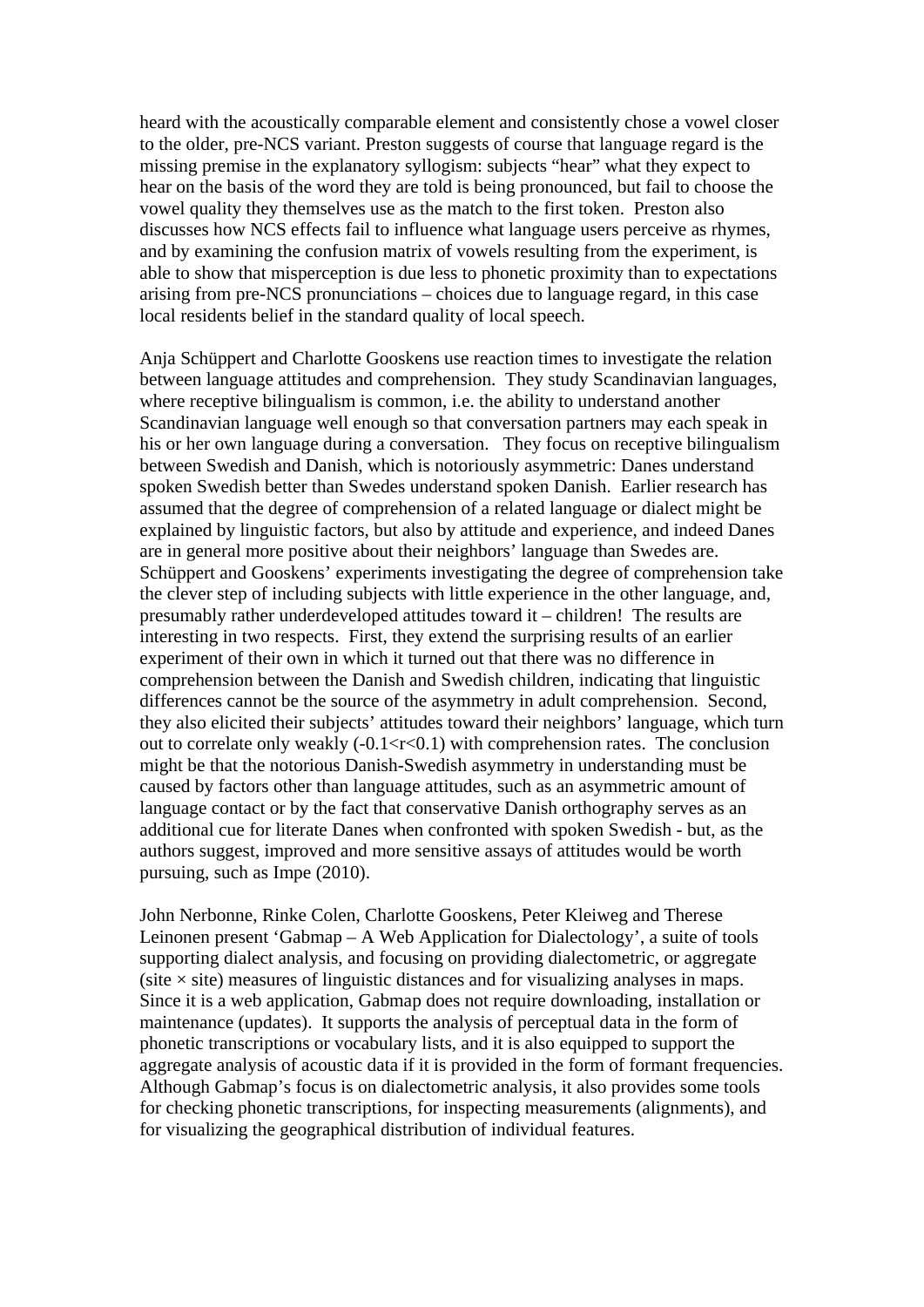heard with the acoustically comparable element and consistently chose a vowel closer to the older, pre-NCS variant. Preston suggests of course that language regard is the missing premise in the explanatory syllogism: subjects "hear" what they expect to hear on the basis of the word they are told is being pronounced, but fail to choose the vowel quality they themselves use as the match to the first token. Preston also discusses how NCS effects fail to influence what language users perceive as rhymes, and by examining the confusion matrix of vowels resulting from the experiment, is able to show that misperception is due less to phonetic proximity than to expectations arising from pre-NCS pronunciations – choices due to language regard, in this case local residents belief in the standard quality of local speech.

Anja Schüppert and Charlotte Gooskens use reaction times to investigate the relation between language attitudes and comprehension. They study Scandinavian languages, where receptive bilingualism is common, i.e. the ability to understand another Scandinavian language well enough so that conversation partners may each speak in his or her own language during a conversation. They focus on receptive bilingualism between Swedish and Danish, which is notoriously asymmetric: Danes understand spoken Swedish better than Swedes understand spoken Danish. Earlier research has assumed that the degree of comprehension of a related language or dialect might be explained by linguistic factors, but also by attitude and experience, and indeed Danes are in general more positive about their neighbors' language than Swedes are. Schüppert and Gooskens' experiments investigating the degree of comprehension take the clever step of including subjects with little experience in the other language, and, presumably rather underdeveloped attitudes toward it – children! The results are interesting in two respects. First, they extend the surprising results of an earlier experiment of their own in which it turned out that there was no difference in comprehension between the Danish and Swedish children, indicating that linguistic differences cannot be the source of the asymmetry in adult comprehension. Second, they also elicited their subjects' attitudes toward their neighbors' language, which turn out to correlate only weakly ($-0.1<r<0.1$) with comprehension rates. The conclusion might be that the notorious Danish-Swedish asymmetry in understanding must be caused by factors other than language attitudes, such as an asymmetric amount of language contact or by the fact that conservative Danish orthography serves as an additional cue for literate Danes when confronted with spoken Swedish - but, as the authors suggest, improved and more sensitive assays of attitudes would be worth pursuing, such as Impe (2010).

John Nerbonne, Rinke Colen, Charlotte Gooskens, Peter Kleiweg and Therese Leinonen present 'Gabmap – A Web Application for Dialectology', a suite of tools supporting dialect analysis, and focusing on providing dialectometric, or aggregate (site × site) measures of linguistic distances and for visualizing analyses in maps. Since it is a web application, Gabmap does not require downloading, installation or maintenance (updates). It supports the analysis of perceptual data in the form of phonetic transcriptions or vocabulary lists, and it is also equipped to support the aggregate analysis of acoustic data if it is provided in the form of formant frequencies. Although Gabmap's focus is on dialectometric analysis, it also provides some tools for checking phonetic transcriptions, for inspecting measurements (alignments), and for visualizing the geographical distribution of individual features.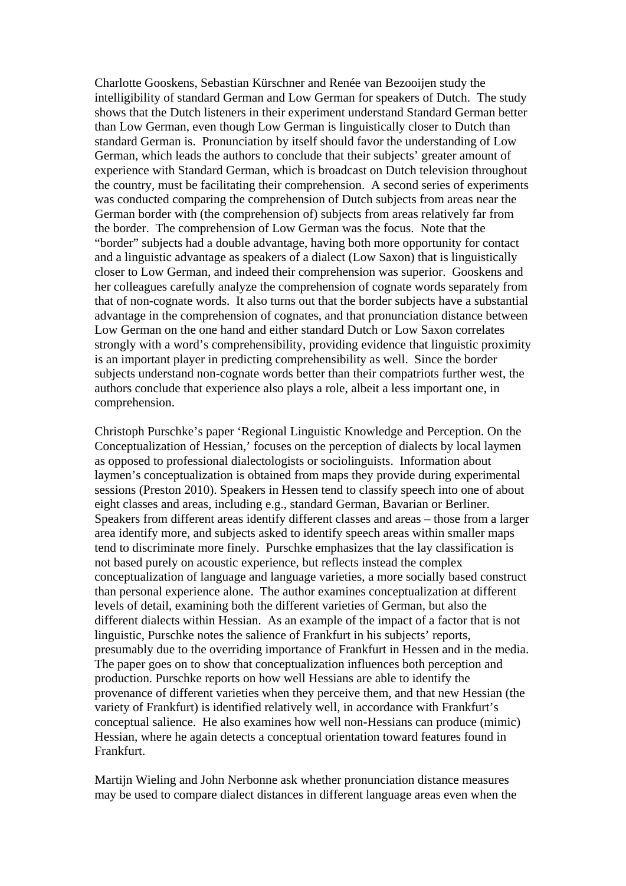Charlotte Gooskens, Sebastian Kürschner and Renée van Bezooijen study the intelligibility of standard German and Low German for speakers of Dutch. The study shows that the Dutch listeners in their experiment understand Standard German better than Low German, even though Low German is linguistically closer to Dutch than standard German is. Pronunciation by itself should favor the understanding of Low German, which leads the authors to conclude that their subjects' greater amount of experience with Standard German, which is broadcast on Dutch television throughout the country, must be facilitating their comprehension. A second series of experiments was conducted comparing the comprehension of Dutch subjects from areas near the German border with (the comprehension of) subjects from areas relatively far from the border. The comprehension of Low German was the focus. Note that the "border" subjects had a double advantage, having both more opportunity for contact and a linguistic advantage as speakers of a dialect (Low Saxon) that is linguistically closer to Low German, and indeed their comprehension was superior. Gooskens and her colleagues carefully analyze the comprehension of cognate words separately from that of non-cognate words. It also turns out that the border subjects have a substantial advantage in the comprehension of cognates, and that pronunciation distance between Low German on the one hand and either standard Dutch or Low Saxon correlates strongly with a word's comprehensibility, providing evidence that linguistic proximity is an important player in predicting comprehensibility as well. Since the border subjects understand non-cognate words better than their compatriots further west, the authors conclude that experience also plays a role, albeit a less important one, in comprehension.

Christoph Purschke's paper 'Regional Linguistic Knowledge and Perception. On the Conceptualization of Hessian,' focuses on the perception of dialects by local laymen as opposed to professional dialectologists or sociolinguists. Information about laymen's conceptualization is obtained from maps they provide during experimental sessions (Preston 2010). Speakers in Hessen tend to classify speech into one of about eight classes and areas, including e.g., standard German, Bavarian or Berliner. Speakers from different areas identify different classes and areas – those from a larger area identify more, and subjects asked to identify speech areas within smaller maps tend to discriminate more finely. Purschke emphasizes that the lay classification is not based purely on acoustic experience, but reflects instead the complex conceptualization of language and language varieties, a more socially based construct than personal experience alone. The author examines conceptualization at different levels of detail, examining both the different varieties of German, but also the different dialects within Hessian. As an example of the impact of a factor that is not linguistic, Purschke notes the salience of Frankfurt in his subjects' reports, presumably due to the overriding importance of Frankfurt in Hessen and in the media. The paper goes on to show that conceptualization influences both perception and production. Purschke reports on how well Hessians are able to identify the provenance of different varieties when they perceive them, and that new Hessian (the variety of Frankfurt) is identified relatively well, in accordance with Frankfurt's conceptual salience. He also examines how well non-Hessians can produce (mimic) Hessian, where he again detects a conceptual orientation toward features found in Frankfurt.

Martijn Wieling and John Nerbonne ask whether pronunciation distance measures may be used to compare dialect distances in different language areas even when the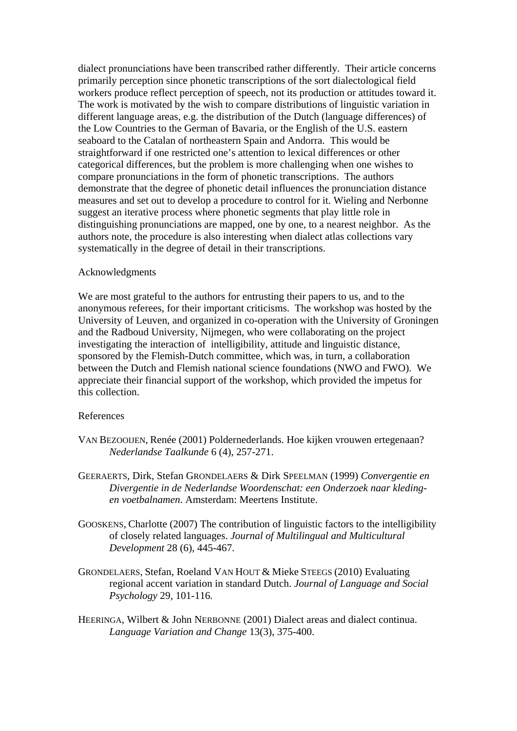dialect pronunciations have been transcribed rather differently. Their article concerns primarily perception since phonetic transcriptions of the sort dialectological field workers produce reflect perception of speech, not its production or attitudes toward it. The work is motivated by the wish to compare distributions of linguistic variation in different language areas, e.g. the distribution of the Dutch (language differences) of the Low Countries to the German of Bavaria, or the English of the U.S. eastern seaboard to the Catalan of northeastern Spain and Andorra. This would be straightforward if one restricted one's attention to lexical differences or other categorical differences, but the problem is more challenging when one wishes to compare pronunciations in the form of phonetic transcriptions. The authors demonstrate that the degree of phonetic detail influences the pronunciation distance measures and set out to develop a procedure to control for it. Wieling and Nerbonne suggest an iterative process where phonetic segments that play little role in distinguishing pronunciations are mapped, one by one, to a nearest neighbor. As the authors note, the procedure is also interesting when dialect atlas collections vary systematically in the degree of detail in their transcriptions.

## Acknowledgments

We are most grateful to the authors for entrusting their papers to us, and to the anonymous referees, for their important criticisms. The workshop was hosted by the University of Leuven, and organized in co-operation with the University of Groningen and the Radboud University, Nijmegen, who were collaborating on the project investigating the interaction of intelligibility, attitude and linguistic distance, sponsored by the Flemish-Dutch committee, which was, in turn, a collaboration between the Dutch and Flemish national science foundations (NWO and FWO). We appreciate their financial support of the workshop, which provided the impetus for this collection.

## References

VAN BEZOOIJEN, Renée (2001) Poldernederlands. Hoe kijken vrouwen ertegenaan? *Nederlandse Taalkunde* 6 (4), 257-271.

GEERAERTS, Dirk, Stefan GRONDELAERS & Dirk SPEELMAN (1999) *Convergentie en Divergentie in de Nederlandse Woordenschat: een Onderzoek naar kleding- en voetbalnamen*. Amsterdam: Meertens Institute.

GOOSKENS, Charlotte (2007) The contribution of linguistic factors to the intelligibility of closely related languages. *Journal of Multilingual and Multicultural Development* 28 (6), 445-467.

GRONDELAERS, Stefan, Roeland VAN HOUT & Mieke STEEGS (2010) Evaluating regional accent variation in standard Dutch. *Journal of Language and Social Psychology* 29, 101-116.

HEERINGA, Wilbert & John NERBONNE (2001) Dialect areas and dialect continua. *Language Variation and Change* 13(3), 375-400.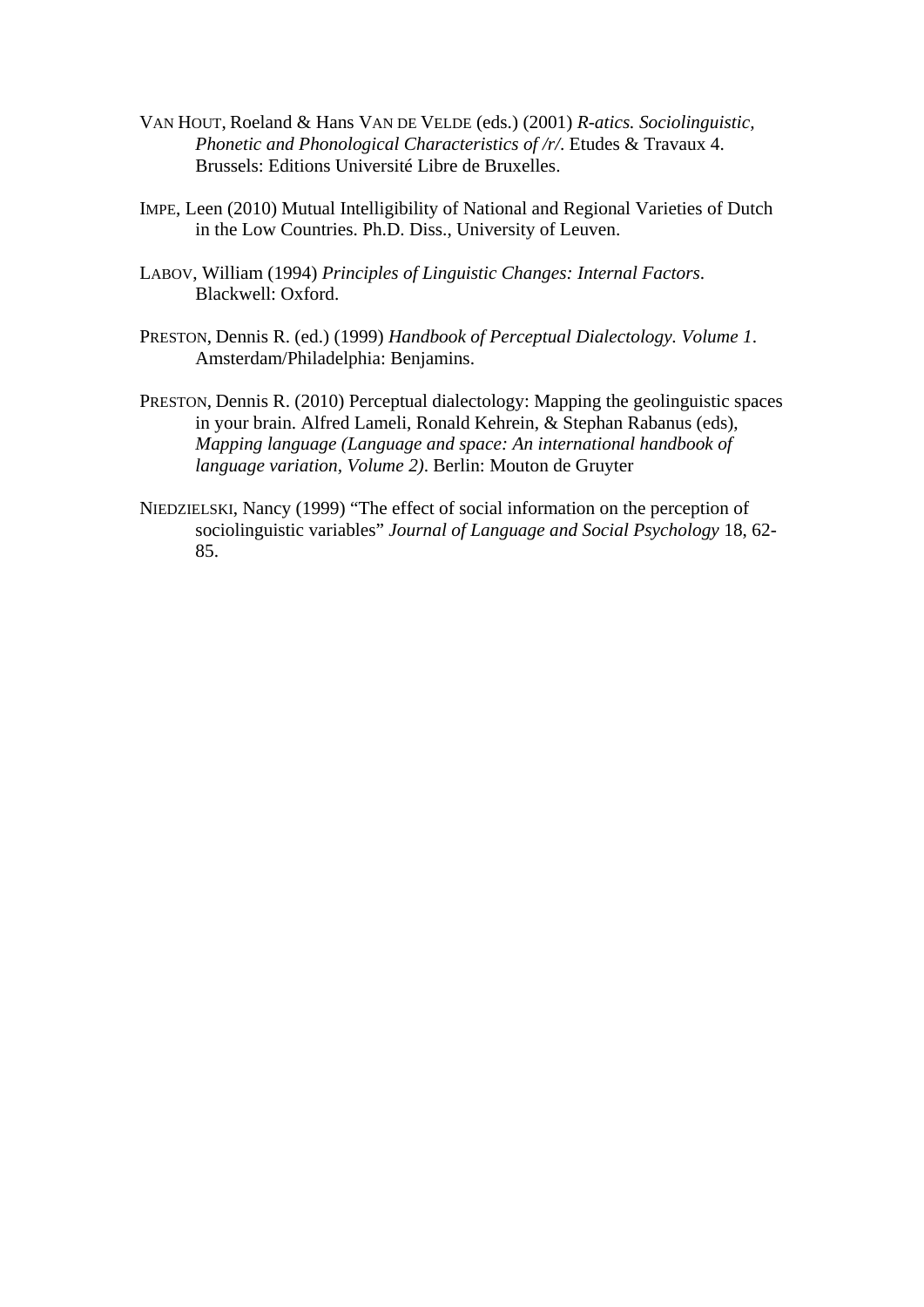VAN HOUT, Roeland & Hans VAN DE VELDE (eds.) (2001) *R-atics. Sociolinguistic, Phonetic and Phonological Characteristics of /r/*. Etudes & Travaux 4. Brussels: Editions Université Libre de Bruxelles.

IMPE, Leen (2010) Mutual Intelligibility of National and Regional Varieties of Dutch in the Low Countries. Ph.D. Diss., University of Leuven.

LABOV, William (1994) *Principles of Linguistic Changes: Internal Factors*. Blackwell: Oxford.

PRESTON, Dennis R. (ed.) (1999) *Handbook of Perceptual Dialectology. Volume 1*. Amsterdam/Philadelphia: Benjamins.

PRESTON, Dennis R. (2010) Perceptual dialectology: Mapping the geolinguistic spaces in your brain. Alfred Lameli, Ronald Kehrein, & Stephan Rabanus (eds), *Mapping language (Language and space: An international handbook of language variation, Volume 2)*. Berlin: Mouton de Gruyter

NIEDZIELSKI, Nancy (1999) "The effect of social information on the perception of sociolinguistic variables" *Journal of Language and Social Psychology* 18, 62-85.